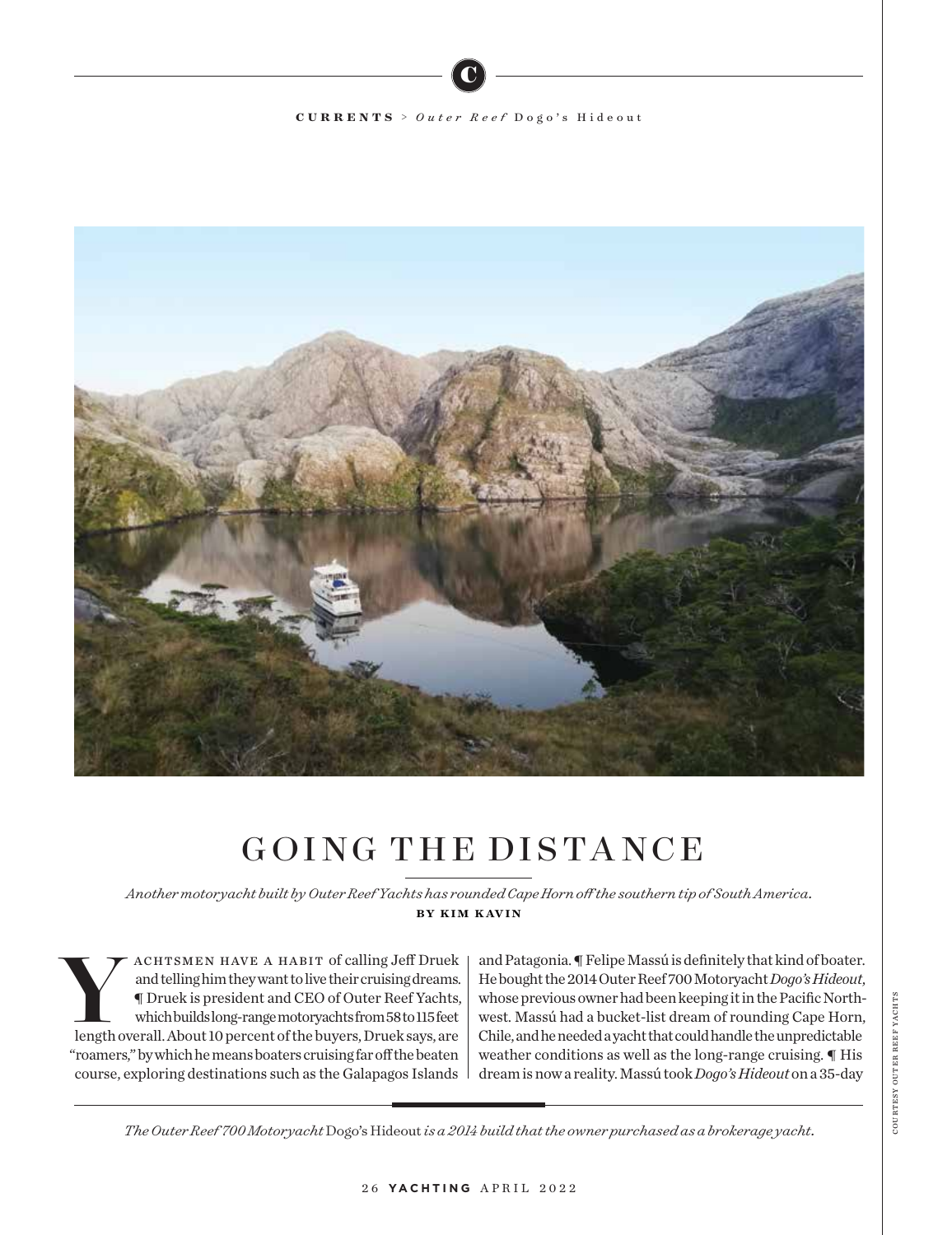# GOING THE DISTANCE

*Another motoryacht built by Outer Reef Yachts has rounded Cape Horn off the southern tip of South America.*

**BY KIM KAVIN**

YACHTSMEN HAVE A HABIT of calling Jeff Druek and telling him they want to live their cruising dreams. ¶ Druek is president and CEO of Outer Reef Yachts, which builds long-range motoryachts from 58 to 115 feet length overall. About 10 percent of the buyers, Druek says, are "roamers," by which he means boaters cruising far off the beaten course, exploring destinations such as the Galapagos Islands and Patagonia. ¶ Felipe Massú is definitely that kind of boater. He bought the 2014 Outer Reef 700 Motoryacht *Dogo's Hideout*, whose previous owner had been keeping it in the Pacific Northwest. Massú had a bucket-list dream of rounding Cape Horn, Chile, and he needed a yacht that could handle the unpredictable weather conditions as well as the long-range cruising. ¶ His dream is now a reality. Massú took *Dogo's Hideout* on a 35-day

*The Outer Reef 700 Motoryacht* Dogo's Hideout *is a 2014 build that the owner purchased as a brokerage yacht.*

COURTESY OUTER REEF YACHTS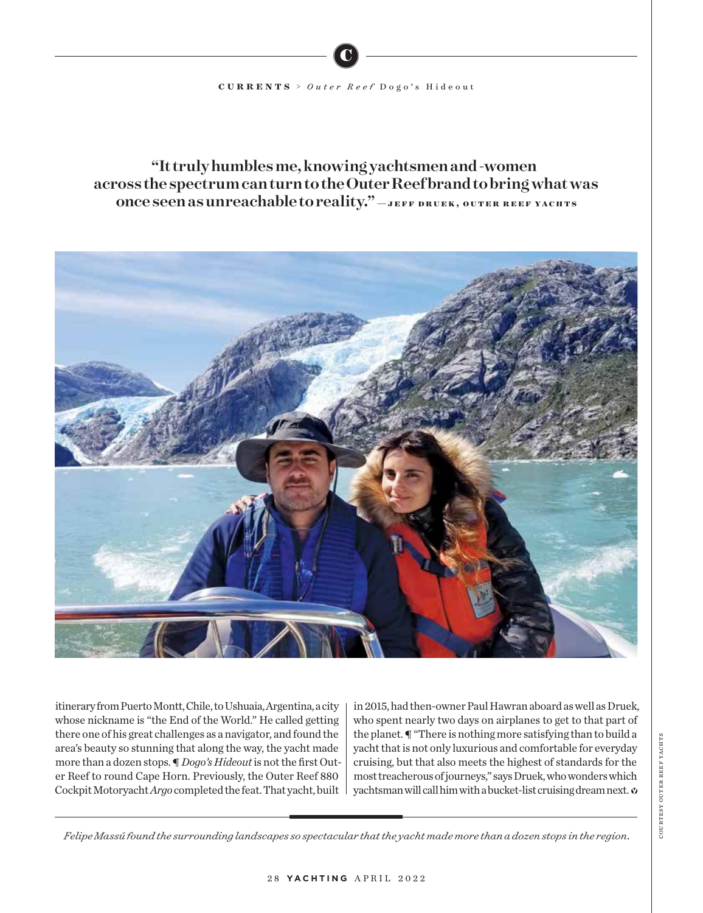> **"It truly humbles me, knowing yachtsmen and -women across the spectrum can turn to the Outer Reef brand to bring what was once seen as unreachable to reality."** —JEFF DRUEK, OUTER REEF YACHTS

itinerary from Puerto Montt, Chile, to Ushuaia, Argentina, a city whose nickname is "the End of the World." He called getting there one of his great challenges as a navigator, and found the area's beauty so stunning that along the way, the yacht made more than a dozen stops. ¶ *Dogo's Hideout* is not the first Outer Reef to round Cape Horn. Previously, the Outer Reef 880 Cockpit Motoryacht *Argo* completed the feat. That yacht, built in 2015, had then-owner Paul Hawran aboard as well as Druek, who spent nearly two days on airplanes to get to that part of the planet. ¶ "There is nothing more satisfying than to build a yacht that is not only luxurious and comfortable for everyday cruising, but that also meets the highest of standards for the most treacherous of journeys," says Druek, who wonders which yachtsman will call him with a bucket-list cruising dream next.

*Felipe Massú found the surrounding landscapes so spectacular that the yacht made more than a dozen stops in the region.*

COURTESY OUTER REEF YACHTS